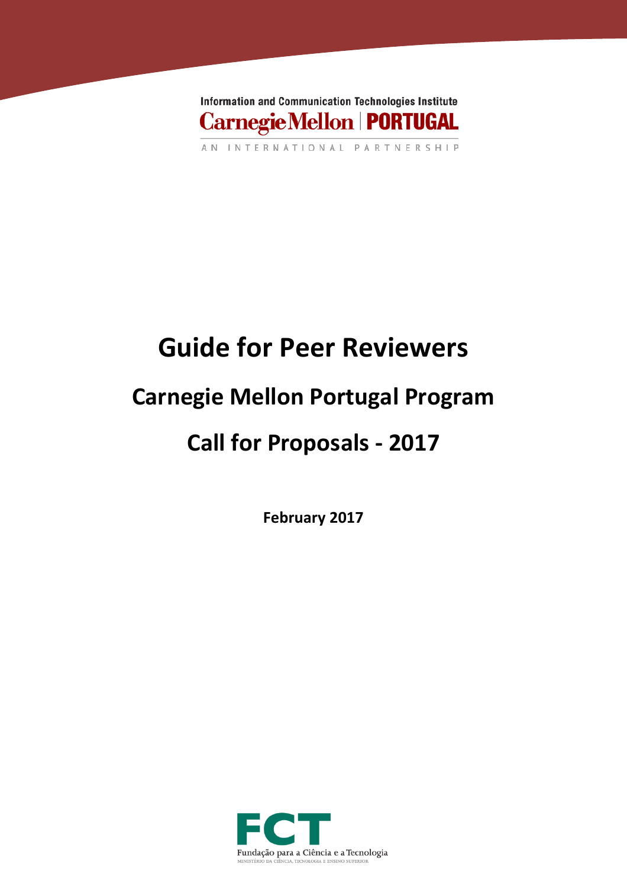Information and Communication Technologies Institute

Carnegie Mellon | PORTUGAL

AN INTERNATIONAL PARTNERSHIP

# Guide for Peer Reviewers

## Carnegie Mellon Portugal Program

## Call for Proposals - 2017

**February 2017**

FCT

Fundação para a Ciência e a Tecnologia

MINISTÉRIO DA CIÊNCIA, TECNOLOGIA E ENSINO SUPERIOR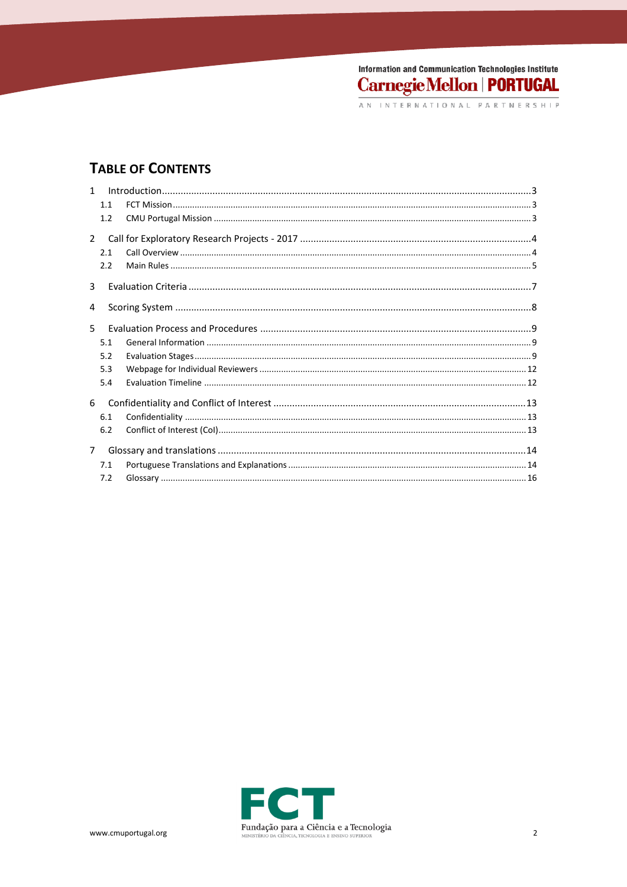# TABLE OF CONTENTS

1 Introduction ........ 3
- 1.1 FCT Mission ........ 3
- 1.2 CMU Portugal Mission ........ 3

2 Call for Exploratory Research Projects - 2017 ........ 4
- 2.1 Call Overview ........ 4
- 2.2 Main Rules ........ 5

3 Evaluation Criteria ........ 7

4 Scoring System ........ 8

5 Evaluation Process and Procedures ........ 9
- 5.1 General Information ........ 9
- 5.2 Evaluation Stages ........ 9
- 5.3 Webpage for Individual Reviewers ........ 12
- 5.4 Evaluation Timeline ........ 12

6 Confidentiality and Conflict of Interest ........ 13
- 6.1 Confidentiality ........ 13
- 6.2 Conflict of Interest (CoI) ........ 13

7 Glossary and translations ........ 14
- 7.1 Portuguese Translations and Explanations ........ 14
- 7.2 Glossary ........ 16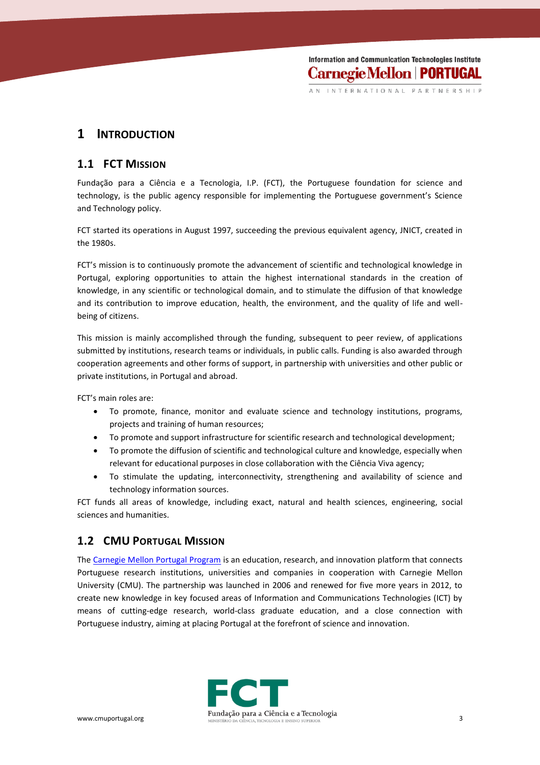# 1 INTRODUCTION

## 1.1 FCT MISSION

Fundação para a Ciência e a Tecnologia, I.P. (FCT), the Portuguese foundation for science and technology, is the public agency responsible for implementing the Portuguese government's Science and Technology policy.

FCT started its operations in August 1997, succeeding the previous equivalent agency, JNICT, created in the 1980s.

FCT's mission is to continuously promote the advancement of scientific and technological knowledge in Portugal, exploring opportunities to attain the highest international standards in the creation of knowledge, in any scientific or technological domain, and to stimulate the diffusion of that knowledge and its contribution to improve education, health, the environment, and the quality of life and well-being of citizens.

This mission is mainly accomplished through the funding, subsequent to peer review, of applications submitted by institutions, research teams or individuals, in public calls. Funding is also awarded through cooperation agreements and other forms of support, in partnership with universities and other public or private institutions, in Portugal and abroad.

FCT's main roles are:

- To promote, finance, monitor and evaluate science and technology institutions, programs, projects and training of human resources;
- To promote and support infrastructure for scientific research and technological development;
- To promote the diffusion of scientific and technological culture and knowledge, especially when relevant for educational purposes in close collaboration with the Ciência Viva agency;
- To stimulate the updating, interconnectivity, strengthening and availability of science and technology information sources.

FCT funds all areas of knowledge, including exact, natural and health sciences, engineering, social sciences and humanities.

## 1.2 CMU PORTUGAL MISSION

The Carnegie Mellon Portugal Program is an education, research, and innovation platform that connects Portuguese research institutions, universities and companies in cooperation with Carnegie Mellon University (CMU). The partnership was launched in 2006 and renewed for five more years in 2012, to create new knowledge in key focused areas of Information and Communications Technologies (ICT) by means of cutting-edge research, world-class graduate education, and a close connection with Portuguese industry, aiming at placing Portugal at the forefront of science and innovation.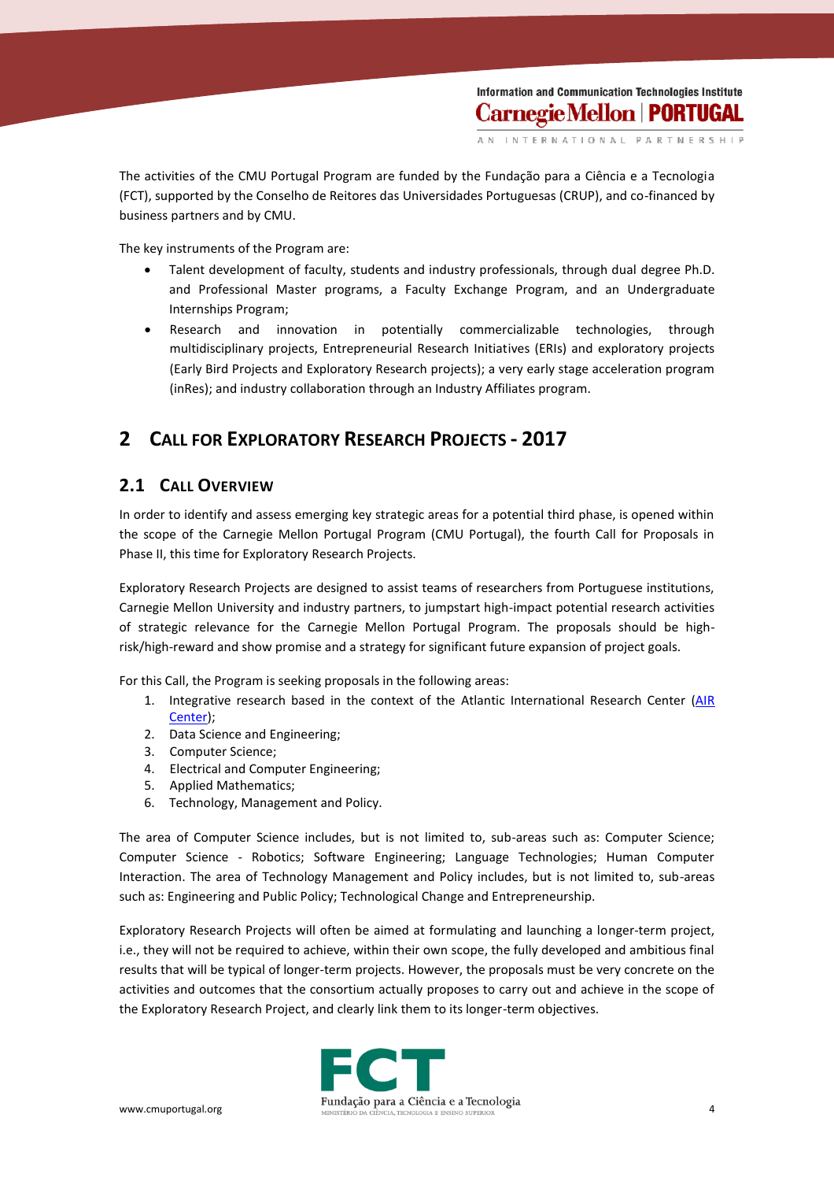The activities of the CMU Portugal Program are funded by the Fundação para a Ciência e a Tecnologia (FCT), supported by the Conselho de Reitores das Universidades Portuguesas (CRUP), and co-financed by business partners and by CMU.

The key instruments of the Program are:

- Talent development of faculty, students and industry professionals, through dual degree Ph.D. and Professional Master programs, a Faculty Exchange Program, and an Undergraduate Internships Program;
- Research and innovation in potentially commercializable technologies, through multidisciplinary projects, Entrepreneurial Research Initiatives (ERIs) and exploratory projects (Early Bird Projects and Exploratory Research projects); a very early stage acceleration program (inRes); and industry collaboration through an Industry Affiliates program.

# 2 Call for Exploratory Research Projects - 2017

## 2.1 Call Overview

In order to identify and assess emerging key strategic areas for a potential third phase, is opened within the scope of the Carnegie Mellon Portugal Program (CMU Portugal), the fourth Call for Proposals in Phase II, this time for Exploratory Research Projects.

Exploratory Research Projects are designed to assist teams of researchers from Portuguese institutions, Carnegie Mellon University and industry partners, to jumpstart high-impact potential research activities of strategic relevance for the Carnegie Mellon Portugal Program. The proposals should be high-risk/high-reward and show promise and a strategy for significant future expansion of project goals.

For this Call, the Program is seeking proposals in the following areas:

1. Integrative research based in the context of the Atlantic International Research Center (AIR Center);
2. Data Science and Engineering;
3. Computer Science;
4. Electrical and Computer Engineering;
5. Applied Mathematics;
6. Technology, Management and Policy.

The area of Computer Science includes, but is not limited to, sub-areas such as: Computer Science; Computer Science - Robotics; Software Engineering; Language Technologies; Human Computer Interaction. The area of Technology Management and Policy includes, but is not limited to, sub-areas such as: Engineering and Public Policy; Technological Change and Entrepreneurship.

Exploratory Research Projects will often be aimed at formulating and launching a longer-term project, i.e., they will not be required to achieve, within their own scope, the fully developed and ambitious final results that will be typical of longer-term projects. However, the proposals must be very concrete on the activities and outcomes that the consortium actually proposes to carry out and achieve in the scope of the Exploratory Research Project, and clearly link them to its longer-term objectives.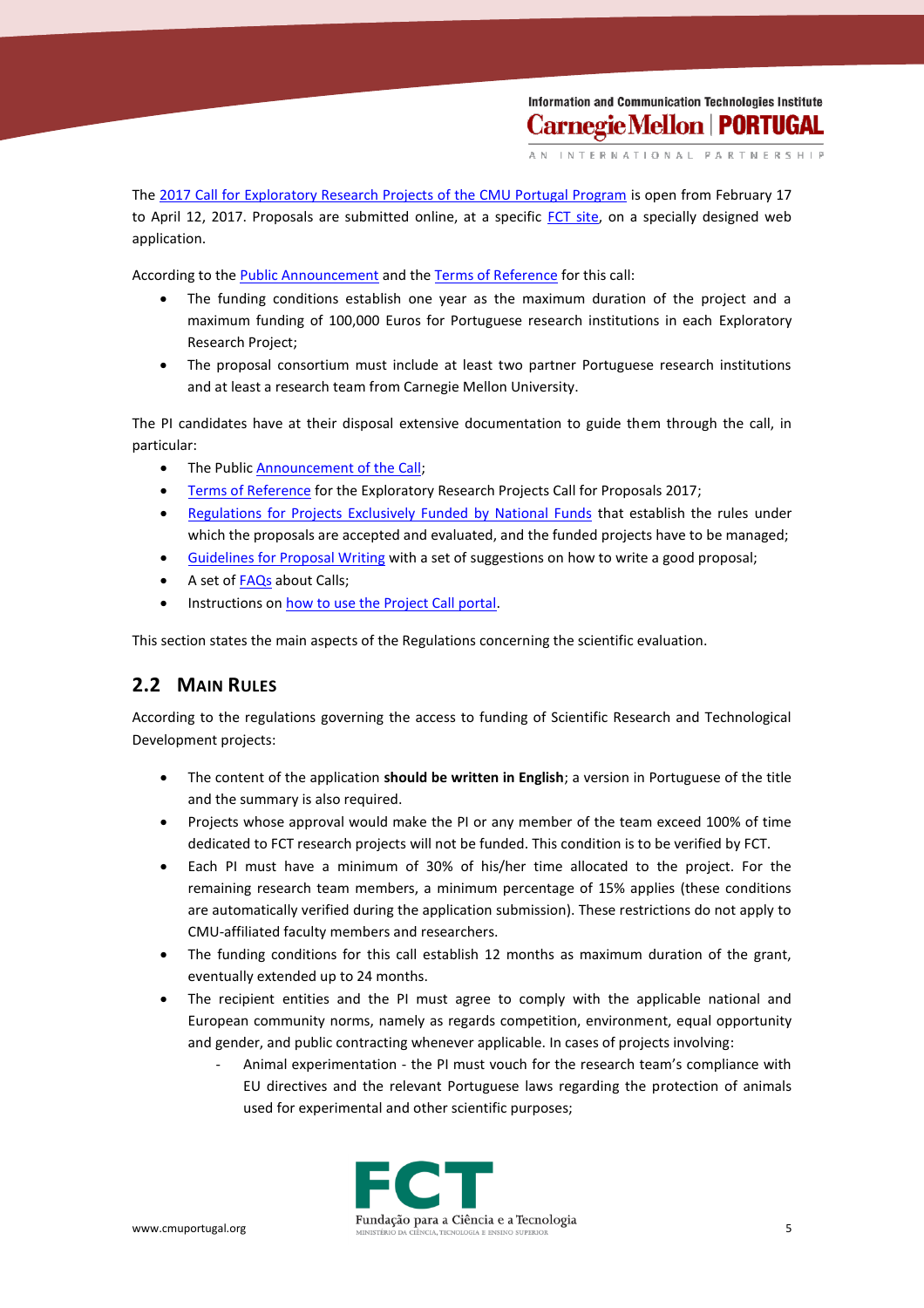The 2017 Call for Exploratory Research Projects of the CMU Portugal Program is open from February 17 to April 12, 2017. Proposals are submitted online, at a specific FCT site, on a specially designed web application.

According to the Public Announcement and the Terms of Reference for this call:

- The funding conditions establish one year as the maximum duration of the project and a maximum funding of 100,000 Euros for Portuguese research institutions in each Exploratory Research Project;
- The proposal consortium must include at least two partner Portuguese research institutions and at least a research team from Carnegie Mellon University.

The PI candidates have at their disposal extensive documentation to guide them through the call, in particular:

- The Public Announcement of the Call;
- Terms of Reference for the Exploratory Research Projects Call for Proposals 2017;
- Regulations for Projects Exclusively Funded by National Funds that establish the rules under which the proposals are accepted and evaluated, and the funded projects have to be managed;
- Guidelines for Proposal Writing with a set of suggestions on how to write a good proposal;
- A set of FAQs about Calls;
- Instructions on how to use the Project Call portal.

This section states the main aspects of the Regulations concerning the scientific evaluation.

## 2.2 Main Rules

According to the regulations governing the access to funding of Scientific Research and Technological Development projects:

- The content of the application **should be written in English**; a version in Portuguese of the title and the summary is also required.
- Projects whose approval would make the PI or any member of the team exceed 100% of time dedicated to FCT research projects will not be funded. This condition is to be verified by FCT.
- Each PI must have a minimum of 30% of his/her time allocated to the project. For the remaining research team members, a minimum percentage of 15% applies (these conditions are automatically verified during the application submission). These restrictions do not apply to CMU-affiliated faculty members and researchers.
- The funding conditions for this call establish 12 months as maximum duration of the grant, eventually extended up to 24 months.
- The recipient entities and the PI must agree to comply with the applicable national and European community norms, namely as regards competition, environment, equal opportunity and gender, and public contracting whenever applicable. In cases of projects involving:
  - Animal experimentation - the PI must vouch for the research team's compliance with EU directives and the relevant Portuguese laws regarding the protection of animals used for experimental and other scientific purposes;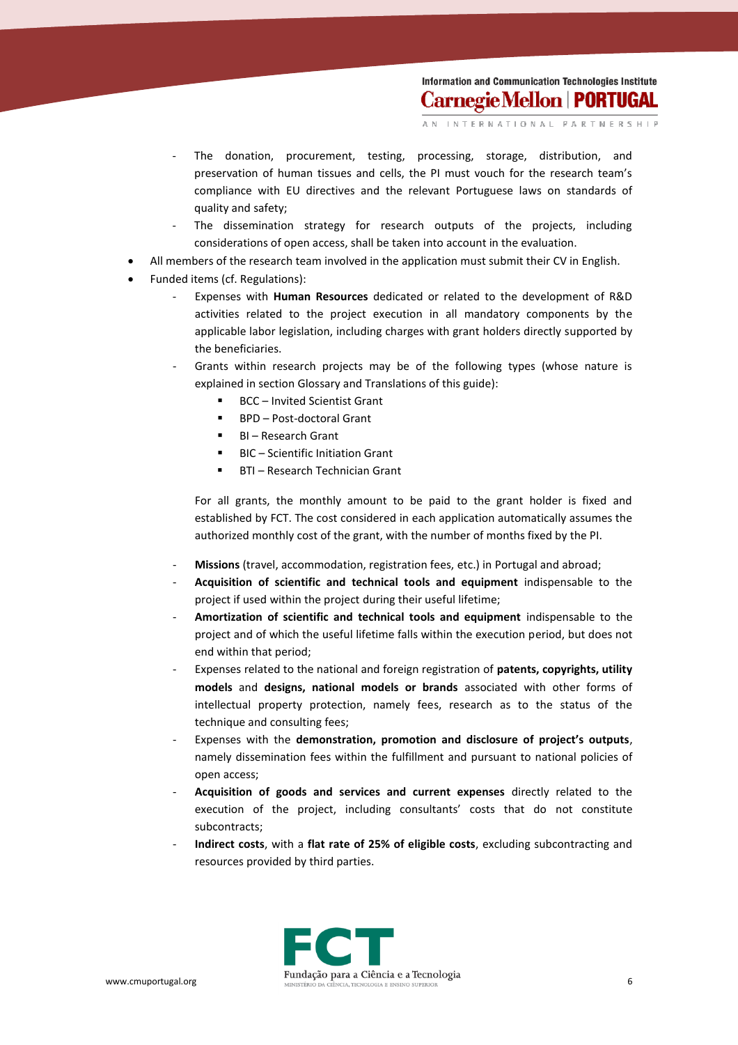- The donation, procurement, testing, processing, storage, distribution, and preservation of human tissues and cells, the PI must vouch for the research team's compliance with EU directives and the relevant Portuguese laws on standards of quality and safety;
- The dissemination strategy for research outputs of the projects, including considerations of open access, shall be taken into account in the evaluation.

- All members of the research team involved in the application must submit their CV in English.
- Funded items (cf. Regulations):
  - Expenses with **Human Resources** dedicated or related to the development of R&D activities related to the project execution in all mandatory components by the applicable labor legislation, including charges with grant holders directly supported by the beneficiaries.
  - Grants within research projects may be of the following types (whose nature is explained in section Glossary and Translations of this guide):
    - BCC – Invited Scientist Grant
    - BPD – Post-doctoral Grant
    - BI – Research Grant
    - BIC – Scientific Initiation Grant
    - BTI – Research Technician Grant

    For all grants, the monthly amount to be paid to the grant holder is fixed and established by FCT. The cost considered in each application automatically assumes the authorized monthly cost of the grant, with the number of months fixed by the PI.

  - **Missions** (travel, accommodation, registration fees, etc.) in Portugal and abroad;
  - **Acquisition of scientific and technical tools and equipment** indispensable to the project if used within the project during their useful lifetime;
  - **Amortization of scientific and technical tools and equipment** indispensable to the project and of which the useful lifetime falls within the execution period, but does not end within that period;
  - Expenses related to the national and foreign registration of **patents, copyrights, utility models** and **designs, national models or brands** associated with other forms of intellectual property protection, namely fees, research as to the status of the technique and consulting fees;
  - Expenses with the **demonstration, promotion and disclosure of project's outputs**, namely dissemination fees within the fulfillment and pursuant to national policies of open access;
  - **Acquisition of goods and services and current expenses** directly related to the execution of the project, including consultants' costs that do not constitute subcontracts;
  - **Indirect costs**, with a **flat rate of 25% of eligible costs**, excluding subcontracting and resources provided by third parties.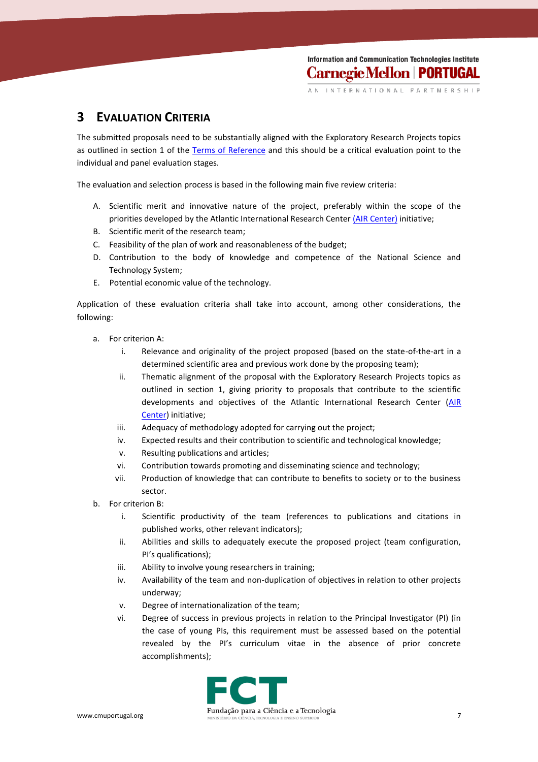# 3 EVALUATION CRITERIA

The submitted proposals need to be substantially aligned with the Exploratory Research Projects topics as outlined in section 1 of the Terms of Reference and this should be a critical evaluation point to the individual and panel evaluation stages.

The evaluation and selection process is based in the following main five review criteria:

A. Scientific merit and innovative nature of the project, preferably within the scope of the priorities developed by the Atlantic International Research Center (AIR Center) initiative;
B. Scientific merit of the research team;
C. Feasibility of the plan of work and reasonableness of the budget;
D. Contribution to the body of knowledge and competence of the National Science and Technology System;
E. Potential economic value of the technology.

Application of these evaluation criteria shall take into account, among other considerations, the following:

a. For criterion A:
    i. Relevance and originality of the project proposed (based on the state-of-the-art in a determined scientific area and previous work done by the proposing team);
    ii. Thematic alignment of the proposal with the Exploratory Research Projects topics as outlined in section 1, giving priority to proposals that contribute to the scientific developments and objectives of the Atlantic International Research Center (AIR Center) initiative;
    iii. Adequacy of methodology adopted for carrying out the project;
    iv. Expected results and their contribution to scientific and technological knowledge;
    v. Resulting publications and articles;
    vi. Contribution towards promoting and disseminating science and technology;
    vii. Production of knowledge that can contribute to benefits to society or to the business sector.
b. For criterion B:
    i. Scientific productivity of the team (references to publications and citations in published works, other relevant indicators);
    ii. Abilities and skills to adequately execute the proposed project (team configuration, PI's qualifications);
    iii. Ability to involve young researchers in training;
    iv. Availability of the team and non-duplication of objectives in relation to other projects underway;
    v. Degree of internationalization of the team;
    vi. Degree of success in previous projects in relation to the Principal Investigator (PI) (in the case of young PIs, this requirement must be assessed based on the potential revealed by the PI's curriculum vitae in the absence of prior concrete accomplishments);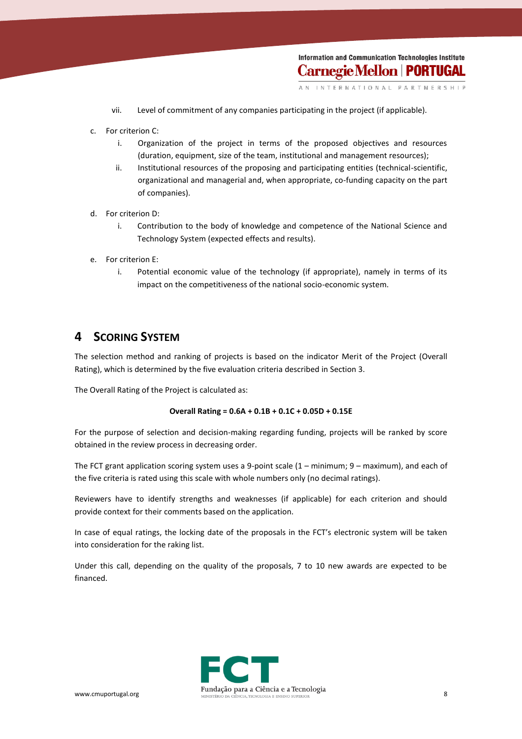vii. Level of commitment of any companies participating in the project (if applicable).

c. For criterion C:
   i. Organization of the project in terms of the proposed objectives and resources (duration, equipment, size of the team, institutional and management resources);
   ii. Institutional resources of the proposing and participating entities (technical-scientific, organizational and managerial and, when appropriate, co-funding capacity on the part of companies).

d. For criterion D:
   i. Contribution to the body of knowledge and competence of the National Science and Technology System (expected effects and results).

e. For criterion E:
   i. Potential economic value of the technology (if appropriate), namely in terms of its impact on the competitiveness of the national socio-economic system.

# 4 Scoring System

The selection method and ranking of projects is based on the indicator Merit of the Project (Overall Rating), which is determined by the five evaluation criteria described in Section 3.

The Overall Rating of the Project is calculated as:

**Overall Rating = 0.6A + 0.1B + 0.1C + 0.05D + 0.15E**

For the purpose of selection and decision-making regarding funding, projects will be ranked by score obtained in the review process in decreasing order.

The FCT grant application scoring system uses a 9-point scale (1 – minimum; 9 – maximum), and each of the five criteria is rated using this scale with whole numbers only (no decimal ratings).

Reviewers have to identify strengths and weaknesses (if applicable) for each criterion and should provide context for their comments based on the application.

In case of equal ratings, the locking date of the proposals in the FCT's electronic system will be taken into consideration for the raking list.

Under this call, depending on the quality of the proposals, 7 to 10 new awards are expected to be financed.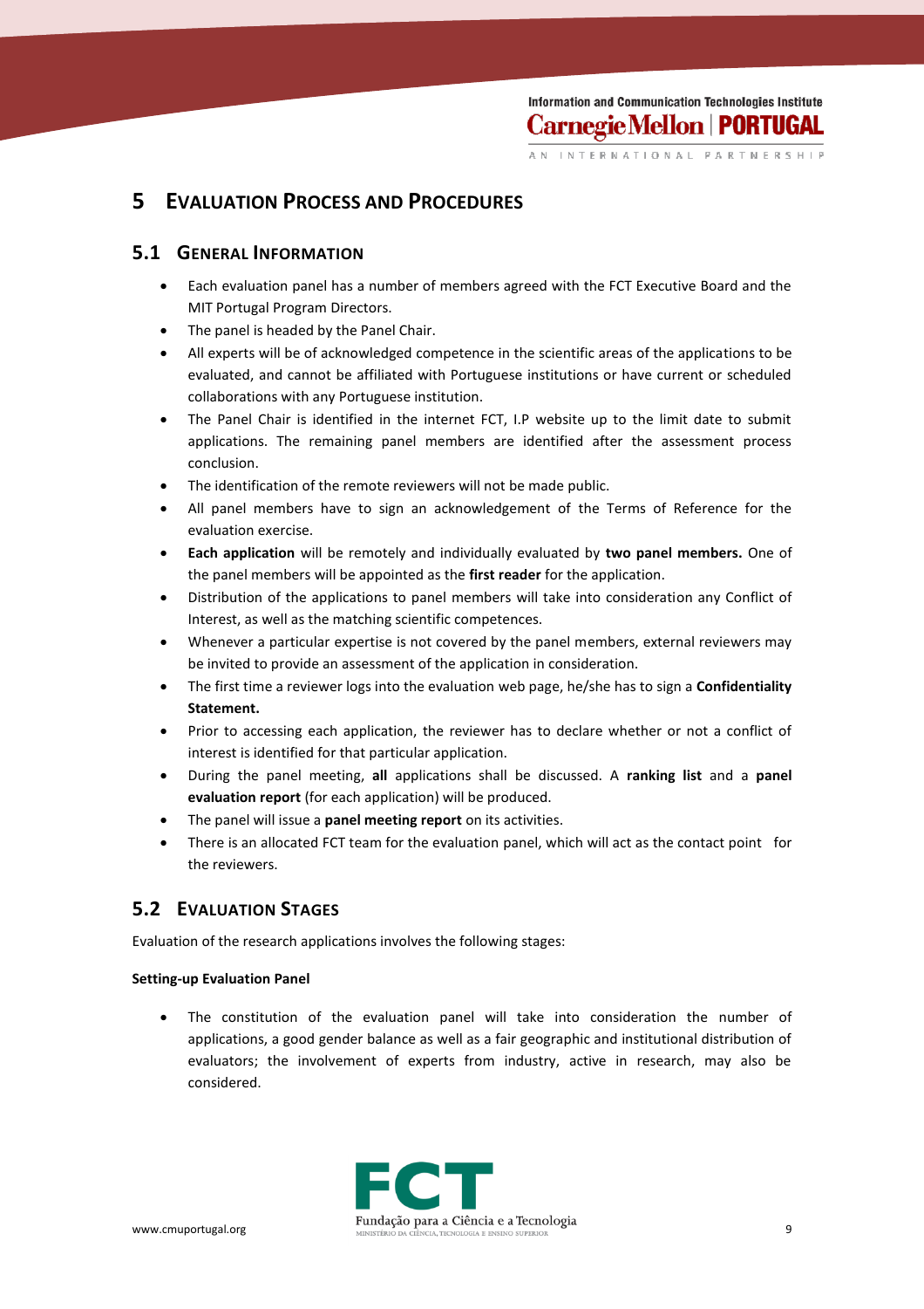# 5 Evaluation Process and Procedures

## 5.1 General Information

- Each evaluation panel has a number of members agreed with the FCT Executive Board and the MIT Portugal Program Directors.
- The panel is headed by the Panel Chair.
- All experts will be of acknowledged competence in the scientific areas of the applications to be evaluated, and cannot be affiliated with Portuguese institutions or have current or scheduled collaborations with any Portuguese institution.
- The Panel Chair is identified in the internet FCT, I.P website up to the limit date to submit applications. The remaining panel members are identified after the assessment process conclusion.
- The identification of the remote reviewers will not be made public.
- All panel members have to sign an acknowledgement of the Terms of Reference for the evaluation exercise.
- **Each application** will be remotely and individually evaluated by **two panel members.** One of the panel members will be appointed as the **first reader** for the application.
- Distribution of the applications to panel members will take into consideration any Conflict of Interest, as well as the matching scientific competences.
- Whenever a particular expertise is not covered by the panel members, external reviewers may be invited to provide an assessment of the application in consideration.
- The first time a reviewer logs into the evaluation web page, he/she has to sign a **Confidentiality Statement.**
- Prior to accessing each application, the reviewer has to declare whether or not a conflict of interest is identified for that particular application.
- During the panel meeting, **all** applications shall be discussed. A **ranking list** and a **panel evaluation report** (for each application) will be produced.
- The panel will issue a **panel meeting report** on its activities.
- There is an allocated FCT team for the evaluation panel, which will act as the contact point for the reviewers.

## 5.2 Evaluation Stages

Evaluation of the research applications involves the following stages:

**Setting-up Evaluation Panel**

- The constitution of the evaluation panel will take into consideration the number of applications, a good gender balance as well as a fair geographic and institutional distribution of evaluators; the involvement of experts from industry, active in research, may also be considered.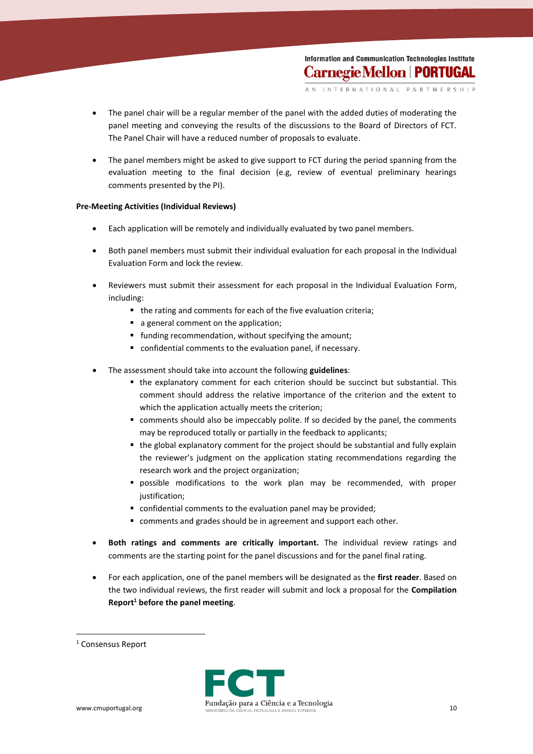- The panel chair will be a regular member of the panel with the added duties of moderating the panel meeting and conveying the results of the discussions to the Board of Directors of FCT. The Panel Chair will have a reduced number of proposals to evaluate.

- The panel members might be asked to give support to FCT during the period spanning from the evaluation meeting to the final decision (e.g, review of eventual preliminary hearings comments presented by the PI).

**Pre-Meeting Activities (Individual Reviews)**

- Each application will be remotely and individually evaluated by two panel members.

- Both panel members must submit their individual evaluation for each proposal in the Individual Evaluation Form and lock the review.

- Reviewers must submit their assessment for each proposal in the Individual Evaluation Form, including:
  - the rating and comments for each of the five evaluation criteria;
  - a general comment on the application;
  - funding recommendation, without specifying the amount;
  - confidential comments to the evaluation panel, if necessary.

- The assessment should take into account the following **guidelines**:
  - the explanatory comment for each criterion should be succinct but substantial. This comment should address the relative importance of the criterion and the extent to which the application actually meets the criterion;
  - comments should also be impeccably polite. If so decided by the panel, the comments may be reproduced totally or partially in the feedback to applicants;
  - the global explanatory comment for the project should be substantial and fully explain the reviewer's judgment on the application stating recommendations regarding the research work and the project organization;
  - possible modifications to the work plan may be recommended, with proper justification;
  - confidential comments to the evaluation panel may be provided;
  - comments and grades should be in agreement and support each other.

- **Both ratings and comments are critically important.** The individual review ratings and comments are the starting point for the panel discussions and for the panel final rating.

- For each application, one of the panel members will be designated as the **first reader**. Based on the two individual reviews, the first reader will submit and lock a proposal for the **Compilation Report[1] before the panel meeting**.

[1] Consensus Report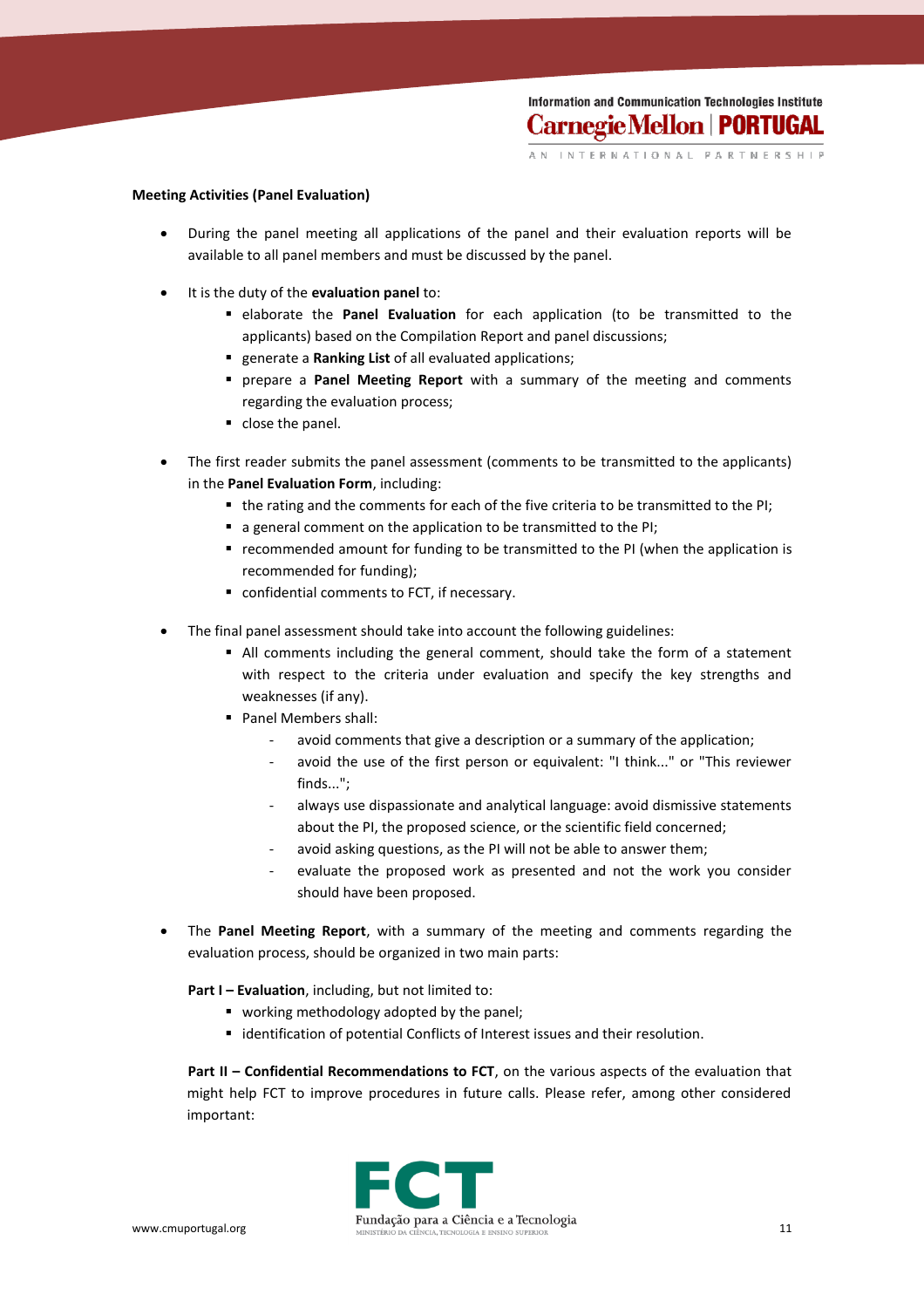**Meeting Activities (Panel Evaluation)**

- During the panel meeting all applications of the panel and their evaluation reports will be available to all panel members and must be discussed by the panel.

- It is the duty of the **evaluation panel** to:
  - elaborate the **Panel Evaluation** for each application (to be transmitted to the applicants) based on the Compilation Report and panel discussions;
  - generate a **Ranking List** of all evaluated applications;
  - prepare a **Panel Meeting Report** with a summary of the meeting and comments regarding the evaluation process;
  - close the panel.

- The first reader submits the panel assessment (comments to be transmitted to the applicants) in the **Panel Evaluation Form**, including:
  - the rating and the comments for each of the five criteria to be transmitted to the PI;
  - a general comment on the application to be transmitted to the PI;
  - recommended amount for funding to be transmitted to the PI (when the application is recommended for funding);
  - confidential comments to FCT, if necessary.

- The final panel assessment should take into account the following guidelines:
  - All comments including the general comment, should take the form of a statement with respect to the criteria under evaluation and specify the key strengths and weaknesses (if any).
  - Panel Members shall:
    - avoid comments that give a description or a summary of the application;
    - avoid the use of the first person or equivalent: "I think..." or "This reviewer finds...";
    - always use dispassionate and analytical language: avoid dismissive statements about the PI, the proposed science, or the scientific field concerned;
    - avoid asking questions, as the PI will not be able to answer them;
    - evaluate the proposed work as presented and not the work you consider should have been proposed.

- The **Panel Meeting Report**, with a summary of the meeting and comments regarding the evaluation process, should be organized in two main parts:

  **Part I – Evaluation**, including, but not limited to:
  - working methodology adopted by the panel;
  - identification of potential Conflicts of Interest issues and their resolution.

  **Part II – Confidential Recommendations to FCT**, on the various aspects of the evaluation that might help FCT to improve procedures in future calls. Please refer, among other considered important: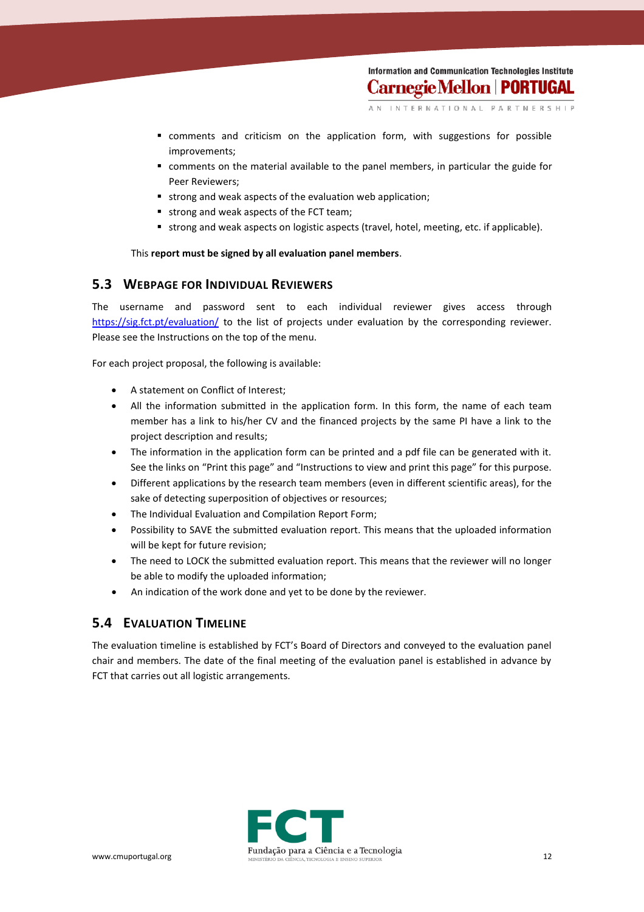- comments and criticism on the application form, with suggestions for possible improvements;
- comments on the material available to the panel members, in particular the guide for Peer Reviewers;
- strong and weak aspects of the evaluation web application;
- strong and weak aspects of the FCT team;
- strong and weak aspects on logistic aspects (travel, hotel, meeting, etc. if applicable).

This **report must be signed by all evaluation panel members**.

## 5.3 Webpage for Individual Reviewers

The username and password sent to each individual reviewer gives access through https://sig.fct.pt/evaluation/ to the list of projects under evaluation by the corresponding reviewer. Please see the Instructions on the top of the menu.

For each project proposal, the following is available:

- A statement on Conflict of Interest;
- All the information submitted in the application form. In this form, the name of each team member has a link to his/her CV and the financed projects by the same PI have a link to the project description and results;
- The information in the application form can be printed and a pdf file can be generated with it. See the links on "Print this page" and "Instructions to view and print this page" for this purpose.
- Different applications by the research team members (even in different scientific areas), for the sake of detecting superposition of objectives or resources;
- The Individual Evaluation and Compilation Report Form;
- Possibility to SAVE the submitted evaluation report. This means that the uploaded information will be kept for future revision;
- The need to LOCK the submitted evaluation report. This means that the reviewer will no longer be able to modify the uploaded information;
- An indication of the work done and yet to be done by the reviewer.

## 5.4 Evaluation Timeline

The evaluation timeline is established by FCT's Board of Directors and conveyed to the evaluation panel chair and members. The date of the final meeting of the evaluation panel is established in advance by FCT that carries out all logistic arrangements.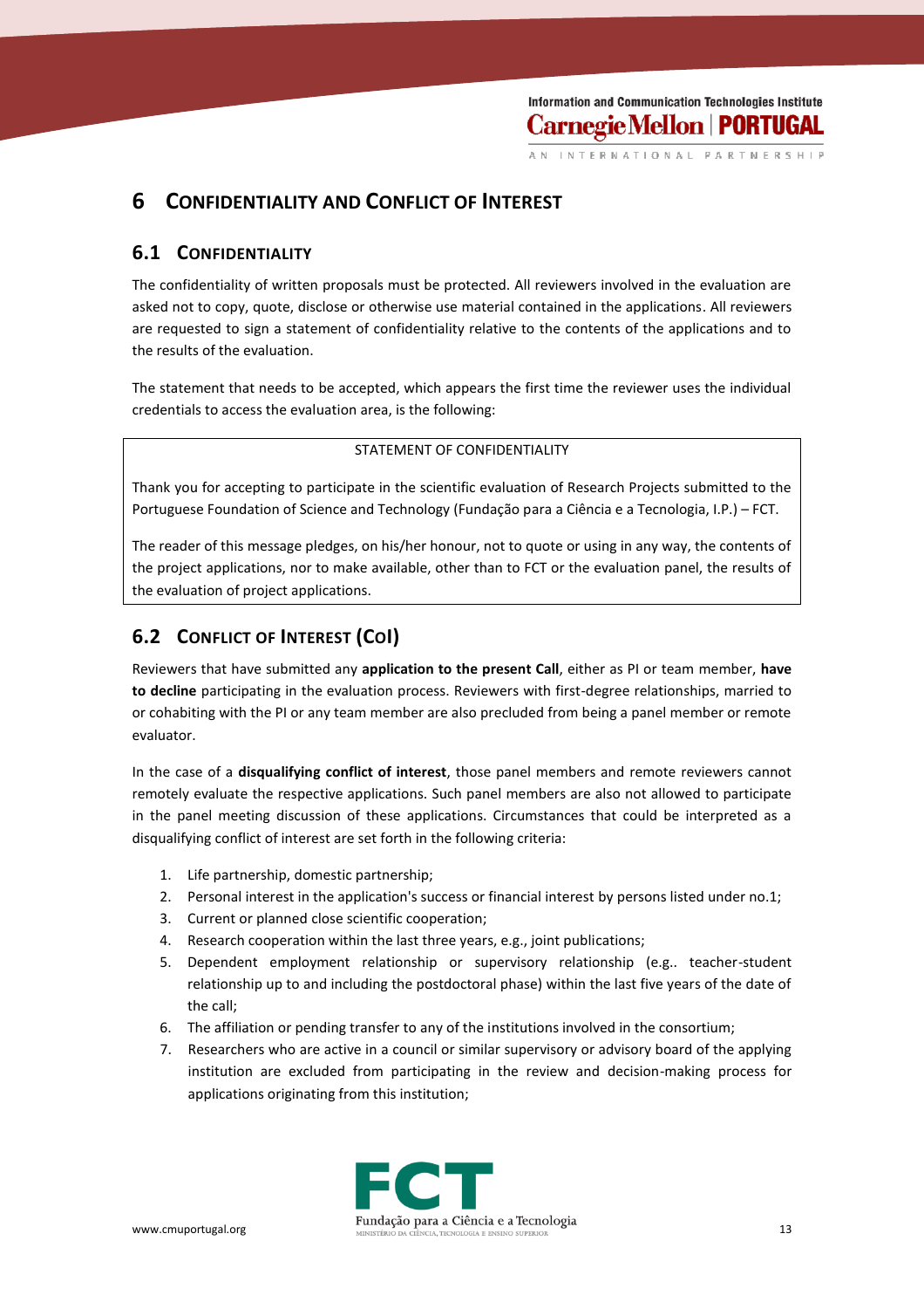# 6 CONFIDENTIALITY AND CONFLICT OF INTEREST

## 6.1 CONFIDENTIALITY

The confidentiality of written proposals must be protected. All reviewers involved in the evaluation are asked not to copy, quote, disclose or otherwise use material contained in the applications. All reviewers are requested to sign a statement of confidentiality relative to the contents of the applications and to the results of the evaluation.

The statement that needs to be accepted, which appears the first time the reviewer uses the individual credentials to access the evaluation area, is the following:

> STATEMENT OF CONFIDENTIALITY
>
> Thank you for accepting to participate in the scientific evaluation of Research Projects submitted to the Portuguese Foundation of Science and Technology (Fundação para a Ciência e a Tecnologia, I.P.) – FCT.
>
> The reader of this message pledges, on his/her honour, not to quote or using in any way, the contents of the project applications, nor to make available, other than to FCT or the evaluation panel, the results of the evaluation of project applications.

## 6.2 CONFLICT OF INTEREST (CoI)

Reviewers that have submitted any **application to the present Call**, either as PI or team member, **have to decline** participating in the evaluation process. Reviewers with first-degree relationships, married to or cohabiting with the PI or any team member are also precluded from being a panel member or remote evaluator.

In the case of a **disqualifying conflict of interest**, those panel members and remote reviewers cannot remotely evaluate the respective applications. Such panel members are also not allowed to participate in the panel meeting discussion of these applications. Circumstances that could be interpreted as a disqualifying conflict of interest are set forth in the following criteria:

1. Life partnership, domestic partnership;
2. Personal interest in the application's success or financial interest by persons listed under no.1;
3. Current or planned close scientific cooperation;
4. Research cooperation within the last three years, e.g., joint publications;
5. Dependent employment relationship or supervisory relationship (e.g.. teacher-student relationship up to and including the postdoctoral phase) within the last five years of the date of the call;
6. The affiliation or pending transfer to any of the institutions involved in the consortium;
7. Researchers who are active in a council or similar supervisory or advisory board of the applying institution are excluded from participating in the review and decision-making process for applications originating from this institution;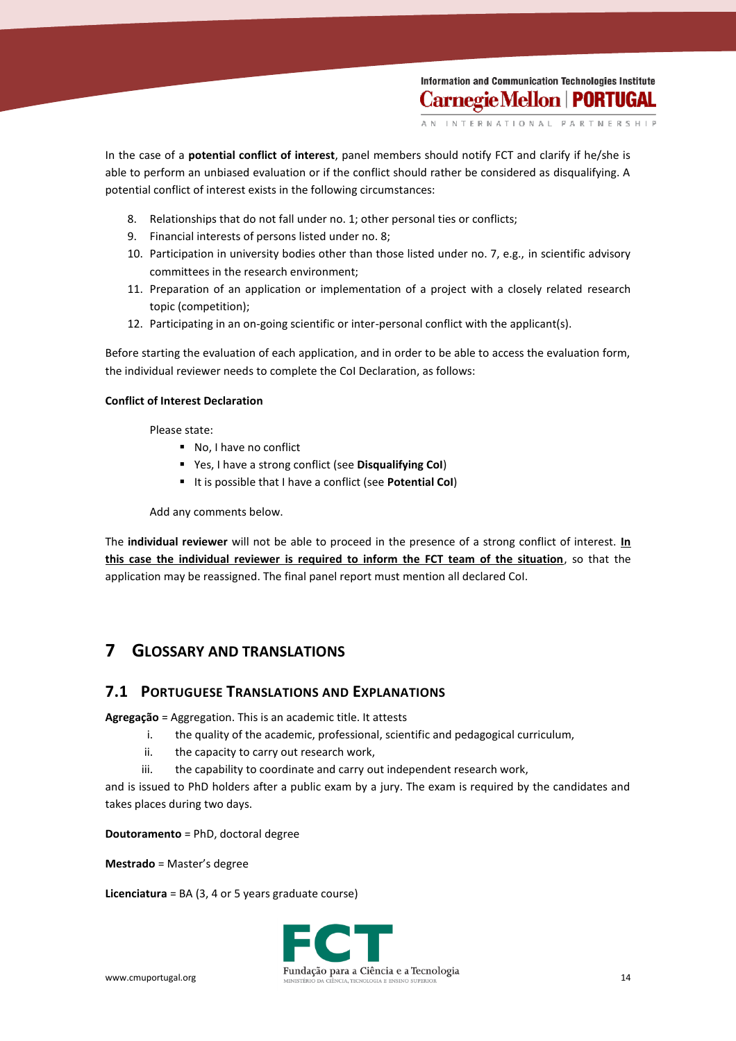In the case of a **potential conflict of interest**, panel members should notify FCT and clarify if he/she is able to perform an unbiased evaluation or if the conflict should rather be considered as disqualifying. A potential conflict of interest exists in the following circumstances:

8. Relationships that do not fall under no. 1; other personal ties or conflicts;
9. Financial interests of persons listed under no. 8;
10. Participation in university bodies other than those listed under no. 7, e.g., in scientific advisory committees in the research environment;
11. Preparation of an application or implementation of a project with a closely related research topic (competition);
12. Participating in an on-going scientific or inter-personal conflict with the applicant(s).

Before starting the evaluation of each application, and in order to be able to access the evaluation form, the individual reviewer needs to complete the CoI Declaration, as follows:

**Conflict of Interest Declaration**

Please state:

- No, I have no conflict
- Yes, I have a strong conflict (see **Disqualifying CoI**)
- It is possible that I have a conflict (see **Potential CoI**)

Add any comments below.

The **individual reviewer** will not be able to proceed in the presence of a strong conflict of interest. **<u>In this case the individual reviewer is required to inform the FCT team of the situation</u>**, so that the application may be reassigned. The final panel report must mention all declared CoI.

# 7 Glossary and Translations

## 7.1 Portuguese Translations and Explanations

**Agregação** = Aggregation. This is an academic title. It attests

i. the quality of the academic, professional, scientific and pedagogical curriculum,
ii. the capacity to carry out research work,
iii. the capability to coordinate and carry out independent research work,

and is issued to PhD holders after a public exam by a jury. The exam is required by the candidates and takes places during two days.

**Doutoramento** = PhD, doctoral degree

**Mestrado** = Master's degree

**Licenciatura** = BA (3, 4 or 5 years graduate course)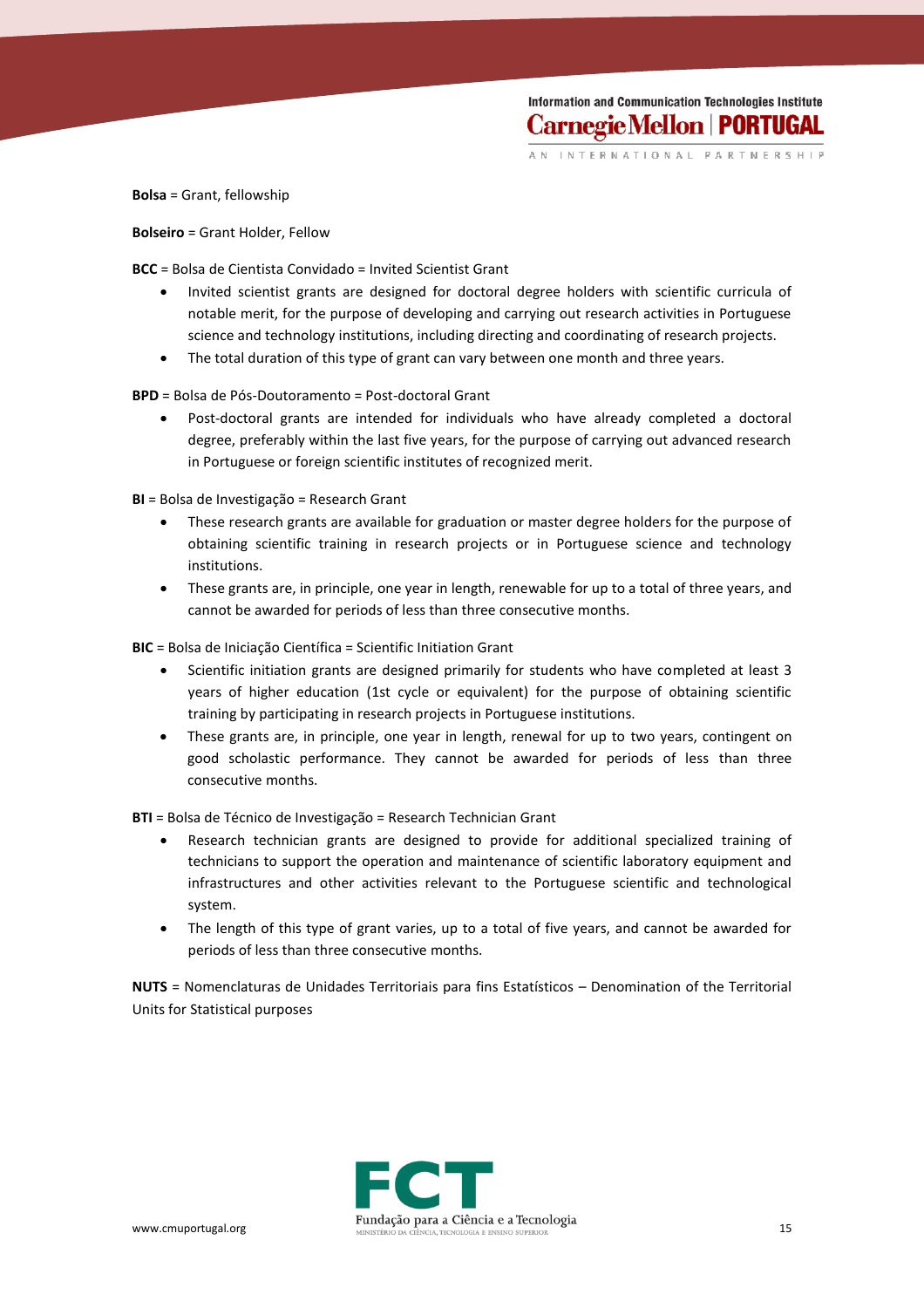**Bolsa** = Grant, fellowship

**Bolseiro** = Grant Holder, Fellow

**BCC** = Bolsa de Cientista Convidado = Invited Scientist Grant

- Invited scientist grants are designed for doctoral degree holders with scientific curricula of notable merit, for the purpose of developing and carrying out research activities in Portuguese science and technology institutions, including directing and coordinating of research projects.
- The total duration of this type of grant can vary between one month and three years.

**BPD** = Bolsa de Pós-Doutoramento = Post-doctoral Grant

- Post-doctoral grants are intended for individuals who have already completed a doctoral degree, preferably within the last five years, for the purpose of carrying out advanced research in Portuguese or foreign scientific institutes of recognized merit.

**BI** = Bolsa de Investigação = Research Grant

- These research grants are available for graduation or master degree holders for the purpose of obtaining scientific training in research projects or in Portuguese science and technology institutions.
- These grants are, in principle, one year in length, renewable for up to a total of three years, and cannot be awarded for periods of less than three consecutive months.

**BIC** = Bolsa de Iniciação Científica = Scientific Initiation Grant

- Scientific initiation grants are designed primarily for students who have completed at least 3 years of higher education (1st cycle or equivalent) for the purpose of obtaining scientific training by participating in research projects in Portuguese institutions.
- These grants are, in principle, one year in length, renewal for up to two years, contingent on good scholastic performance. They cannot be awarded for periods of less than three consecutive months.

**BTI** = Bolsa de Técnico de Investigação = Research Technician Grant

- Research technician grants are designed to provide for additional specialized training of technicians to support the operation and maintenance of scientific laboratory equipment and infrastructures and other activities relevant to the Portuguese scientific and technological system.
- The length of this type of grant varies, up to a total of five years, and cannot be awarded for periods of less than three consecutive months.

**NUTS** = Nomenclaturas de Unidades Territoriais para fins Estatísticos – Denomination of the Territorial Units for Statistical purposes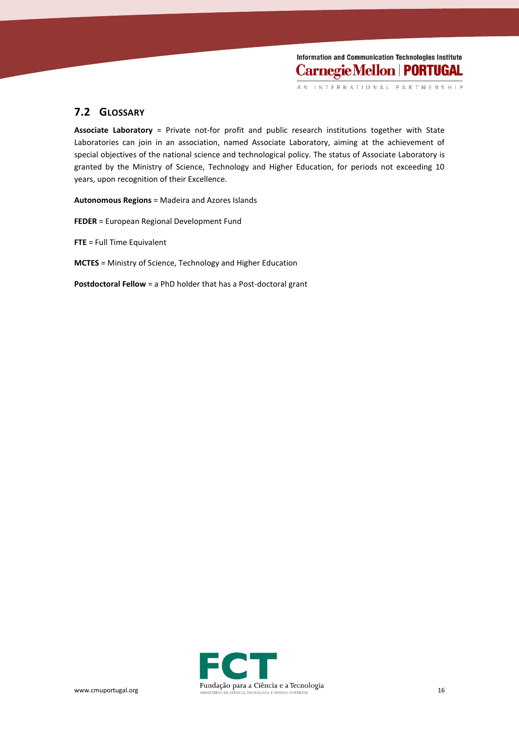## 7.2 Glossary

**Associate Laboratory** = Private not-for profit and public research institutions together with State Laboratories can join in an association, named Associate Laboratory, aiming at the achievement of special objectives of the national science and technological policy. The status of Associate Laboratory is granted by the Ministry of Science, Technology and Higher Education, for periods not exceeding 10 years, upon recognition of their Excellence.

**Autonomous Regions** = Madeira and Azores Islands

**FEDER** = European Regional Development Fund

**FTE** = Full Time Equivalent

**MCTES** = Ministry of Science, Technology and Higher Education

**Postdoctoral Fellow** = a PhD holder that has a Post-doctoral grant